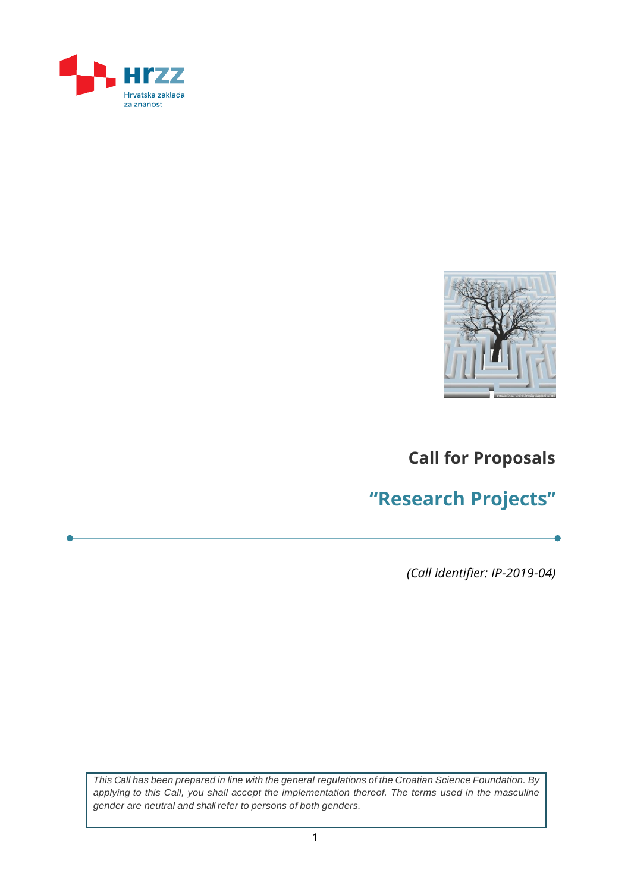# Call for Proposals

## “Research Projects”

*(Call identifier: IP-2019-04)*

*This Call has been prepared in line with the general regulations of the Croatian Science Foundation. By applying to this Call, you shall accept the implementation thereof. The terms used in the masculine gender are neutral and shall refer to persons of both genders.*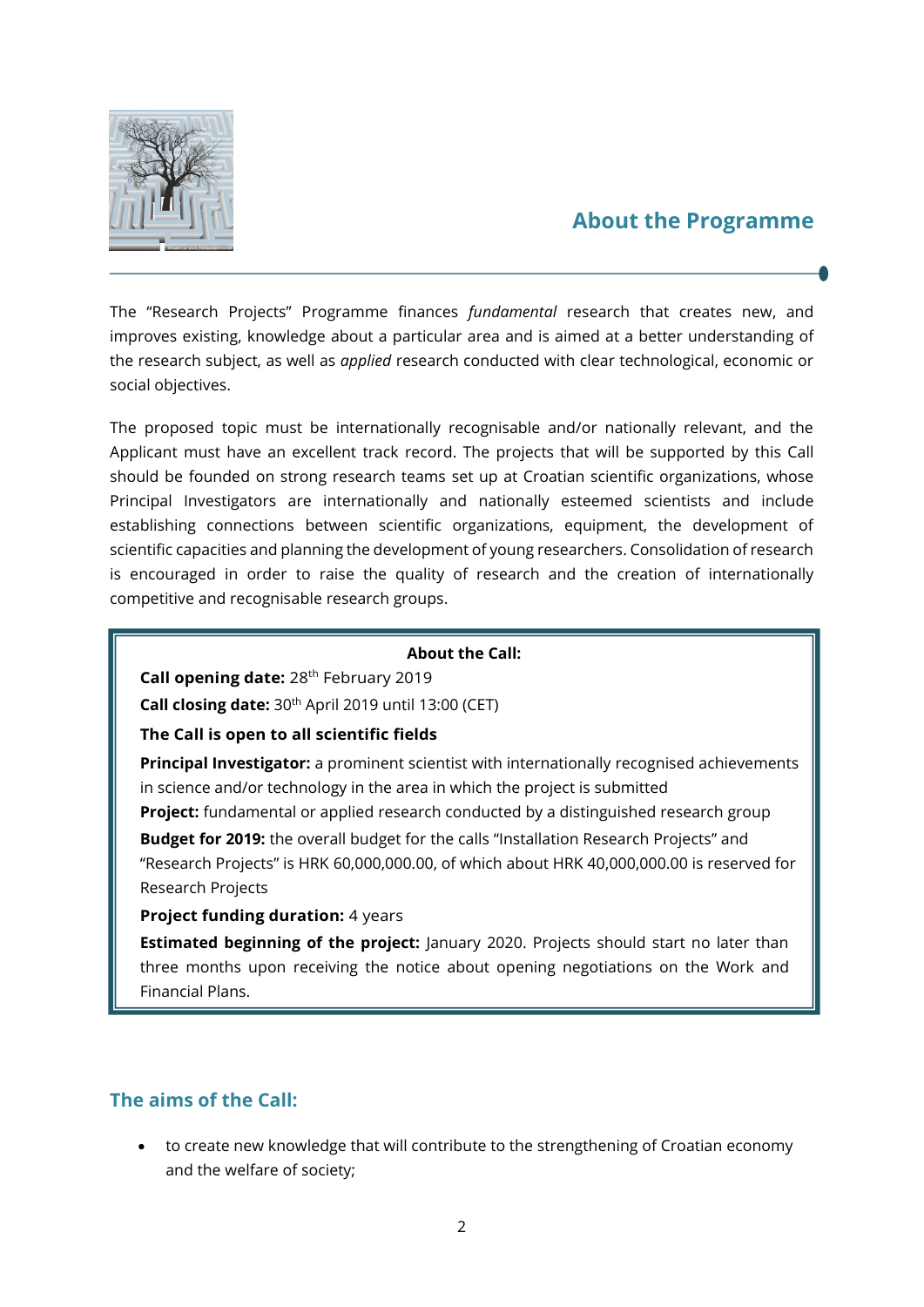## About the Programme

The "Research Projects" Programme finances *fundamental* research that creates new, and improves existing, knowledge about a particular area and is aimed at a better understanding of the research subject, as well as *applied* research conducted with clear technological, economic or social objectives.

The proposed topic must be internationally recognisable and/or nationally relevant, and the Applicant must have an excellent track record. The projects that will be supported by this Call should be founded on strong research teams set up at Croatian scientific organizations, whose Principal Investigators are internationally and nationally esteemed scientists and include establishing connections between scientific organizations, equipment, the development of scientific capacities and planning the development of young researchers. Consolidation of research is encouraged in order to raise the quality of research and the creation of internationally competitive and recognisable research groups.

**About the Call:**

**Call opening date:** 28th February 2019

**Call closing date:** 30th April 2019 until 13:00 (CET)

**The Call is open to all scientific fields**

**Principal Investigator:** a prominent scientist with internationally recognised achievements in science and/or technology in the area in which the project is submitted

**Project:** fundamental or applied research conducted by a distinguished research group

**Budget for 2019:** the overall budget for the calls "Installation Research Projects" and "Research Projects" is HRK 60,000,000.00, of which about HRK 40,000,000.00 is reserved for Research Projects

**Project funding duration:** 4 years

**Estimated beginning of the project:** January 2020. Projects should start no later than three months upon receiving the notice about opening negotiations on the Work and Financial Plans.

## The aims of the Call:

- to create new knowledge that will contribute to the strengthening of Croatian economy and the welfare of society;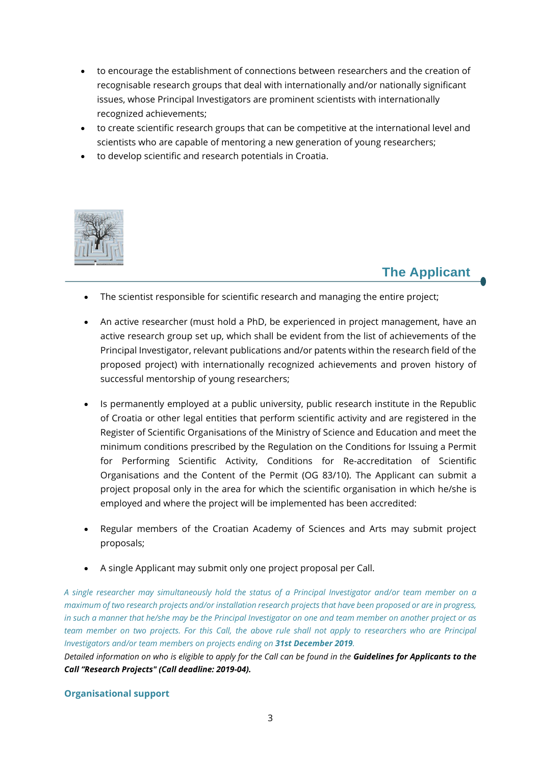- to encourage the establishment of connections between researchers and the creation of recognisable research groups that deal with internationally and/or nationally significant issues, whose Principal Investigators are prominent scientists with internationally recognized achievements;
- to create scientific research groups that can be competitive at the international level and scientists who are capable of mentoring a new generation of young researchers;
- to develop scientific and research potentials in Croatia.

## The Applicant

- The scientist responsible for scientific research and managing the entire project;
- An active researcher (must hold a PhD, be experienced in project management, have an active research group set up, which shall be evident from the list of achievements of the Principal Investigator, relevant publications and/or patents within the research field of the proposed project) with internationally recognized achievements and proven history of successful mentorship of young researchers;
- Is permanently employed at a public university, public research institute in the Republic of Croatia or other legal entities that perform scientific activity and are registered in the Register of Scientific Organisations of the Ministry of Science and Education and meet the minimum conditions prescribed by the Regulation on the Conditions for Issuing a Permit for Performing Scientific Activity, Conditions for Re-accreditation of Scientific Organisations and the Content of the Permit (OG 83/10). The Applicant can submit a project proposal only in the area for which the scientific organisation in which he/she is employed and where the project will be implemented has been accredited:
- Regular members of the Croatian Academy of Sciences and Arts may submit project proposals;
- A single Applicant may submit only one project proposal per Call.

*A single researcher may simultaneously hold the status of a Principal Investigator and/or team member on a maximum of two research projects and/or installation research projects that have been proposed or are in progress, in such a manner that he/she may be the Principal Investigator on one and team member on another project or as team member on two projects. For this Call, the above rule shall not apply to researchers who are Principal Investigators and/or team members on projects ending on* ***31st December 2019****.*

*Detailed information on who is eligible to apply for the Call can be found in the* ***Guidelines for Applicants to the Call "Research Projects" (Call deadline: 2019-04).***

**Organisational support**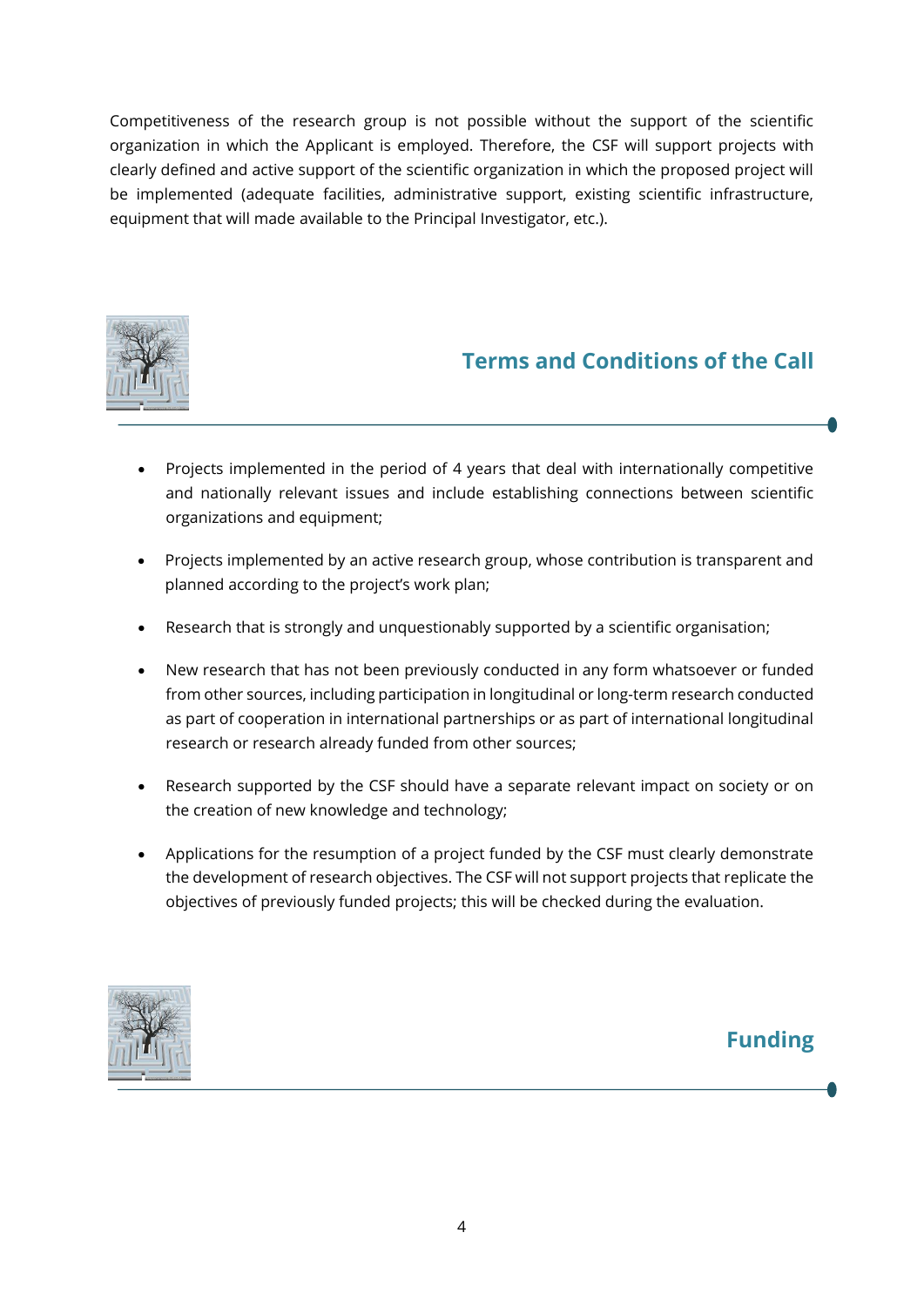Competitiveness of the research group is not possible without the support of the scientific organization in which the Applicant is employed. Therefore, the CSF will support projects with clearly defined and active support of the scientific organization in which the proposed project will be implemented (adequate facilities, administrative support, existing scientific infrastructure, equipment that will made available to the Principal Investigator, etc.).

## Terms and Conditions of the Call

- Projects implemented in the period of 4 years that deal with internationally competitive and nationally relevant issues and include establishing connections between scientific organizations and equipment;
- Projects implemented by an active research group, whose contribution is transparent and planned according to the project's work plan;
- Research that is strongly and unquestionably supported by a scientific organisation;
- New research that has not been previously conducted in any form whatsoever or funded from other sources, including participation in longitudinal or long-term research conducted as part of cooperation in international partnerships or as part of international longitudinal research or research already funded from other sources;
- Research supported by the CSF should have a separate relevant impact on society or on the creation of new knowledge and technology;
- Applications for the resumption of a project funded by the CSF must clearly demonstrate the development of research objectives. The CSF will not support projects that replicate the objectives of previously funded projects; this will be checked during the evaluation.

## Funding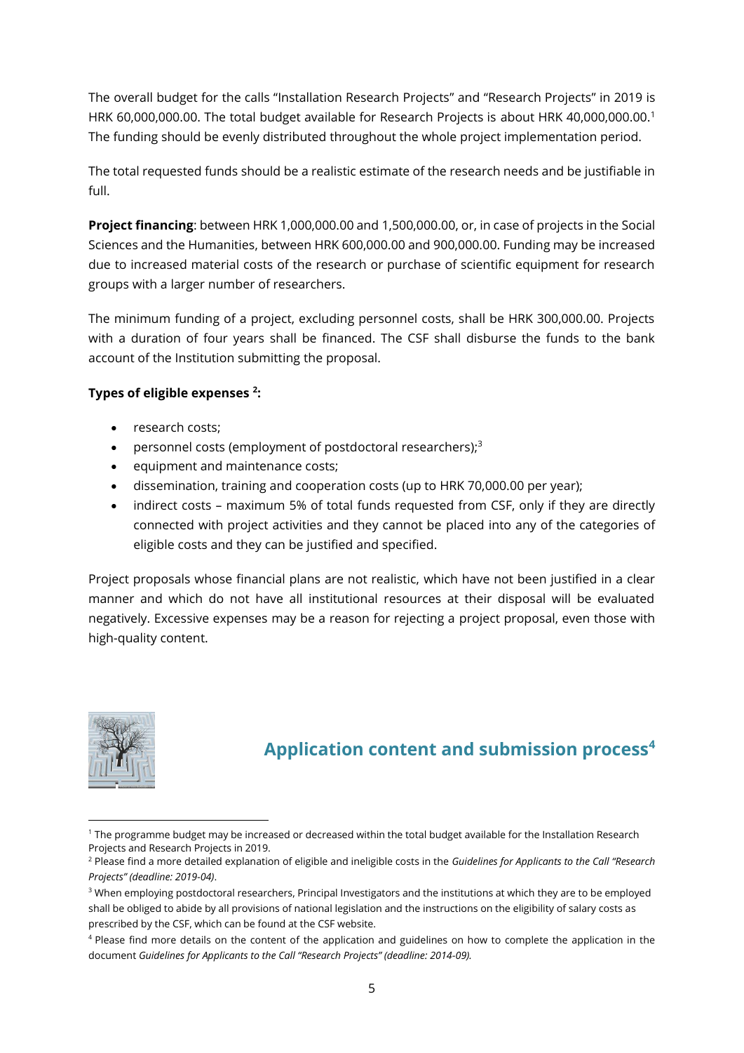The overall budget for the calls "Installation Research Projects" and "Research Projects" in 2019 is HRK 60,000,000.00. The total budget available for Research Projects is about HRK 40,000,000.00.[1] The funding should be evenly distributed throughout the whole project implementation period.

The total requested funds should be a realistic estimate of the research needs and be justifiable in full.

**Project financing**: between HRK 1,000,000.00 and 1,500,000.00, or, in case of projects in the Social Sciences and the Humanities, between HRK 600,000.00 and 900,000.00. Funding may be increased due to increased material costs of the research or purchase of scientific equipment for research groups with a larger number of researchers.

The minimum funding of a project, excluding personnel costs, shall be HRK 300,000.00. Projects with a duration of four years shall be financed. The CSF shall disburse the funds to the bank account of the Institution submitting the proposal.

**Types of eligible expenses [2]:**

- research costs;
- personnel costs (employment of postdoctoral researchers);[3]
- equipment and maintenance costs;
- dissemination, training and cooperation costs (up to HRK 70,000.00 per year);
- indirect costs – maximum 5% of total funds requested from CSF, only if they are directly connected with project activities and they cannot be placed into any of the categories of eligible costs and they can be justified and specified.

Project proposals whose financial plans are not realistic, which have not been justified in a clear manner and which do not have all institutional resources at their disposal will be evaluated negatively. Excessive expenses may be a reason for rejecting a project proposal, even those with high-quality content.

## Application content and submission process[4]

[1] The programme budget may be increased or decreased within the total budget available for the Installation Research Projects and Research Projects in 2019.

[2] Please find a more detailed explanation of eligible and ineligible costs in the *Guidelines for Applicants to the Call "Research Projects" (deadline: 2019-04)*.

[3] When employing postdoctoral researchers, Principal Investigators and the institutions at which they are to be employed shall be obliged to abide by all provisions of national legislation and the instructions on the eligibility of salary costs as prescribed by the CSF, which can be found at the CSF website.

[4] Please find more details on the content of the application and guidelines on how to complete the application in the document *Guidelines for Applicants to the Call "Research Projects" (deadline: 2014-09).*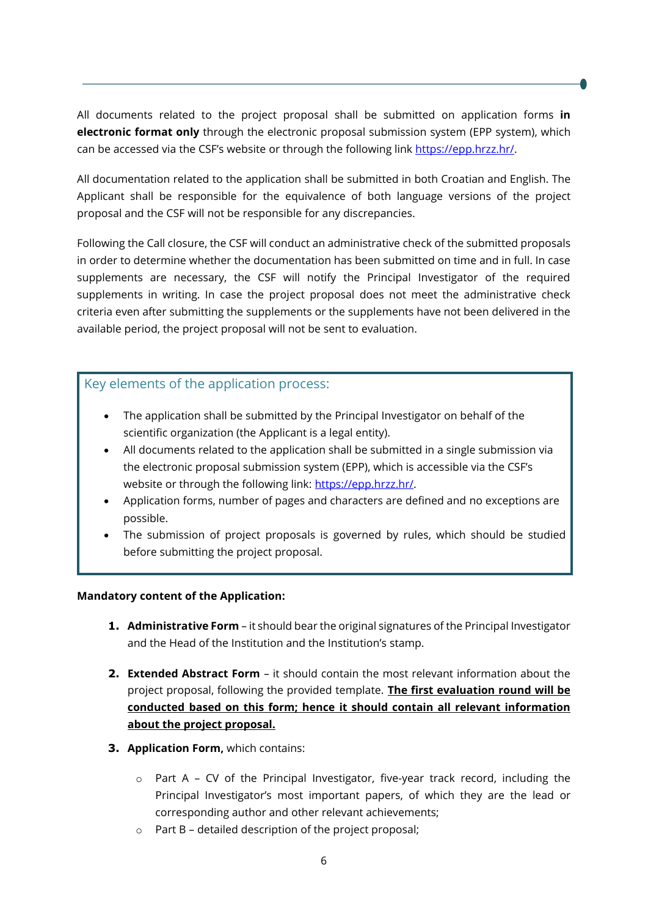All documents related to the project proposal shall be submitted on application forms **in electronic format only** through the electronic proposal submission system (EPP system), which can be accessed via the CSF's website or through the following link https://epp.hrzz.hr/.

All documentation related to the application shall be submitted in both Croatian and English. The Applicant shall be responsible for the equivalence of both language versions of the project proposal and the CSF will not be responsible for any discrepancies.

Following the Call closure, the CSF will conduct an administrative check of the submitted proposals in order to determine whether the documentation has been submitted on time and in full. In case supplements are necessary, the CSF will notify the Principal Investigator of the required supplements in writing. In case the project proposal does not meet the administrative check criteria even after submitting the supplements or the supplements have not been delivered in the available period, the project proposal will not be sent to evaluation.

### Key elements of the application process:

- The application shall be submitted by the Principal Investigator on behalf of the scientific organization (the Applicant is a legal entity).
- All documents related to the application shall be submitted in a single submission via the electronic proposal submission system (EPP), which is accessible via the CSF's website or through the following link: https://epp.hrzz.hr/.
- Application forms, number of pages and characters are defined and no exceptions are possible.
- The submission of project proposals is governed by rules, which should be studied before submitting the project proposal.

**Mandatory content of the Application:**

1. **Administrative Form** – it should bear the original signatures of the Principal Investigator and the Head of the Institution and the Institution's stamp.
2. **Extended Abstract Form** – it should contain the most relevant information about the project proposal, following the provided template. **<u>The first evaluation round will be conducted based on this form; hence it should contain all relevant information about the project proposal.</u>**
3. **Application Form,** which contains:
   - Part A – CV of the Principal Investigator, five-year track record, including the Principal Investigator's most important papers, of which they are the lead or corresponding author and other relevant achievements;
   - Part B – detailed description of the project proposal;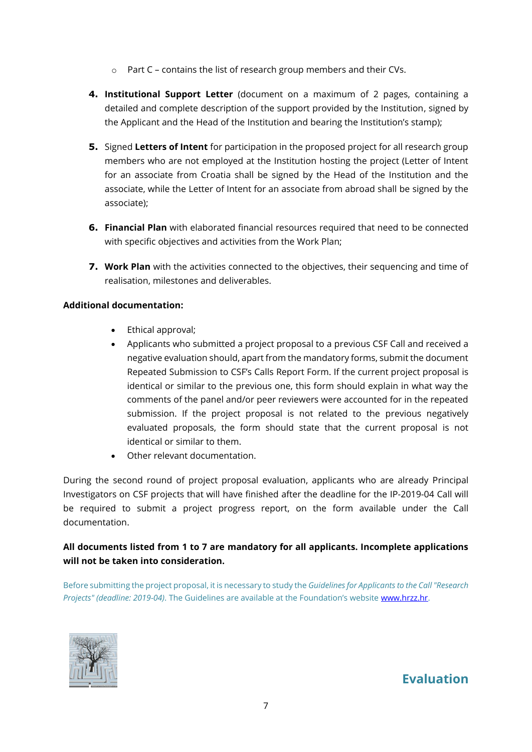- Part C – contains the list of research group members and their CVs.

4. **Institutional Support Letter** (document on a maximum of 2 pages, containing a detailed and complete description of the support provided by the Institution, signed by the Applicant and the Head of the Institution and bearing the Institution's stamp);

5. Signed **Letters of Intent** for participation in the proposed project for all research group members who are not employed at the Institution hosting the project (Letter of Intent for an associate from Croatia shall be signed by the Head of the Institution and the associate, while the Letter of Intent for an associate from abroad shall be signed by the associate);

6. **Financial Plan** with elaborated financial resources required that need to be connected with specific objectives and activities from the Work Plan;

7. **Work Plan** with the activities connected to the objectives, their sequencing and time of realisation, milestones and deliverables.

**Additional documentation:**

- Ethical approval;
- Applicants who submitted a project proposal to a previous CSF Call and received a negative evaluation should, apart from the mandatory forms, submit the document Repeated Submission to CSF's Calls Report Form. If the current project proposal is identical or similar to the previous one, this form should explain in what way the comments of the panel and/or peer reviewers were accounted for in the repeated submission. If the project proposal is not related to the previous negatively evaluated proposals, the form should state that the current proposal is not identical or similar to them.
- Other relevant documentation.

During the second round of project proposal evaluation, applicants who are already Principal Investigators on CSF projects that will have finished after the deadline for the IP-2019-04 Call will be required to submit a project progress report, on the form available under the Call documentation.

**All documents listed from 1 to 7 are mandatory for all applicants. Incomplete applications will not be taken into consideration.**

Before submitting the project proposal, it is necessary to study the *Guidelines for Applicants to the Call "Research Projects" (deadline: 2019-04).* The Guidelines are available at the Foundation's website [www.hrzz.hr](http://www.hrzz.hr).

## Evaluation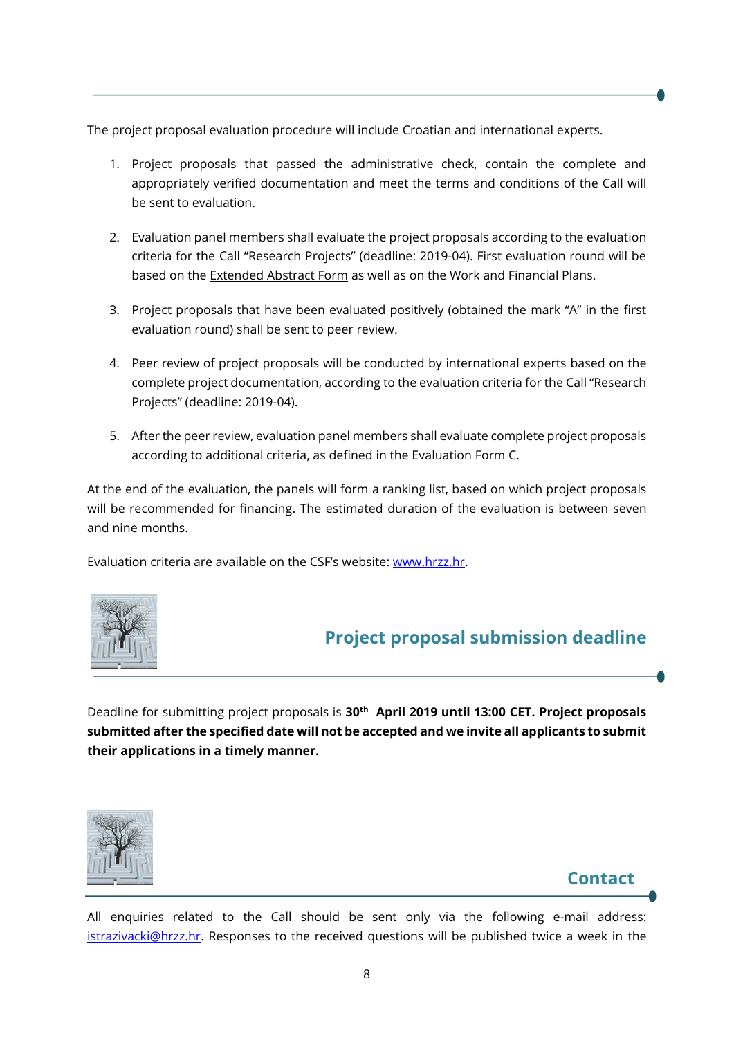The project proposal evaluation procedure will include Croatian and international experts.

1. Project proposals that passed the administrative check, contain the complete and appropriately verified documentation and meet the terms and conditions of the Call will be sent to evaluation.

2. Evaluation panel members shall evaluate the project proposals according to the evaluation criteria for the Call "Research Projects" (deadline: 2019-04). First evaluation round will be based on the Extended Abstract Form as well as on the Work and Financial Plans.

3. Project proposals that have been evaluated positively (obtained the mark "A" in the first evaluation round) shall be sent to peer review.

4. Peer review of project proposals will be conducted by international experts based on the complete project documentation, according to the evaluation criteria for the Call "Research Projects" (deadline: 2019-04).

5. After the peer review, evaluation panel members shall evaluate complete project proposals according to additional criteria, as defined in the Evaluation Form C.

At the end of the evaluation, the panels will form a ranking list, based on which project proposals will be recommended for financing. The estimated duration of the evaluation is between seven and nine months.

Evaluation criteria are available on the CSF's website: www.hrzz.hr.

## Project proposal submission deadline

Deadline for submitting project proposals is **30th April 2019 until 13:00 CET. Project proposals submitted after the specified date will not be accepted and we invite all applicants to submit their applications in a timely manner.**

## Contact

All enquiries related to the Call should be sent only via the following e-mail address: istrazivacki@hrzz.hr. Responses to the received questions will be published twice a week in the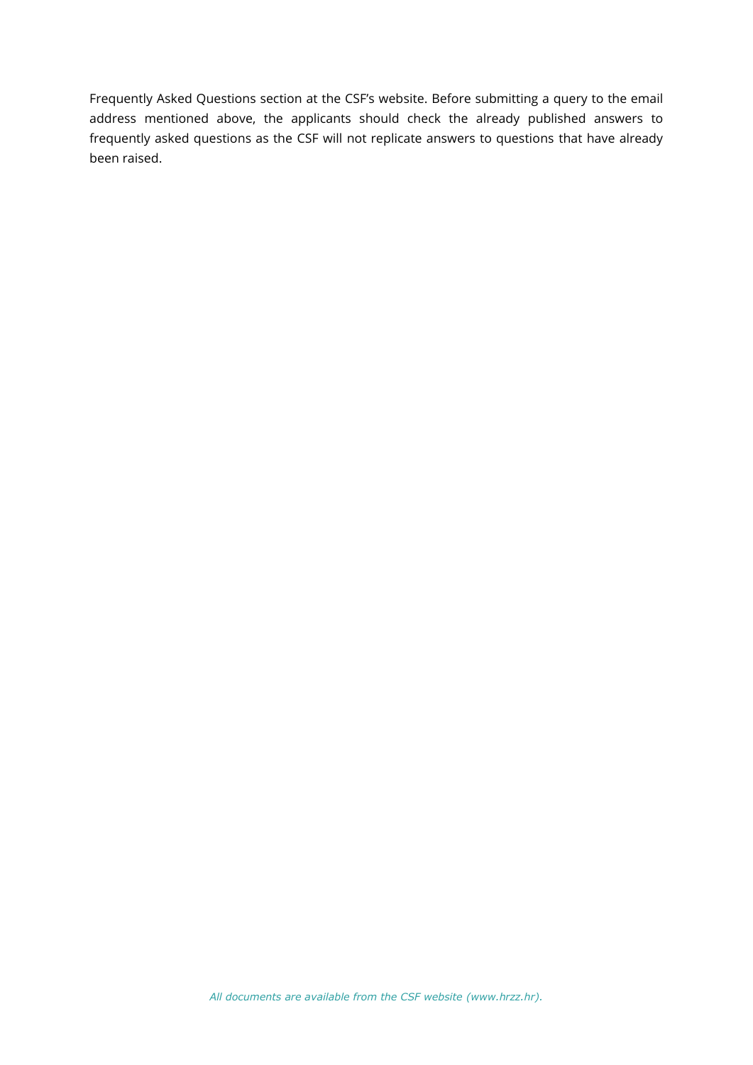Frequently Asked Questions section at the CSF's website. Before submitting a query to the email address mentioned above, the applicants should check the already published answers to frequently asked questions as the CSF will not replicate answers to questions that have already been raised.